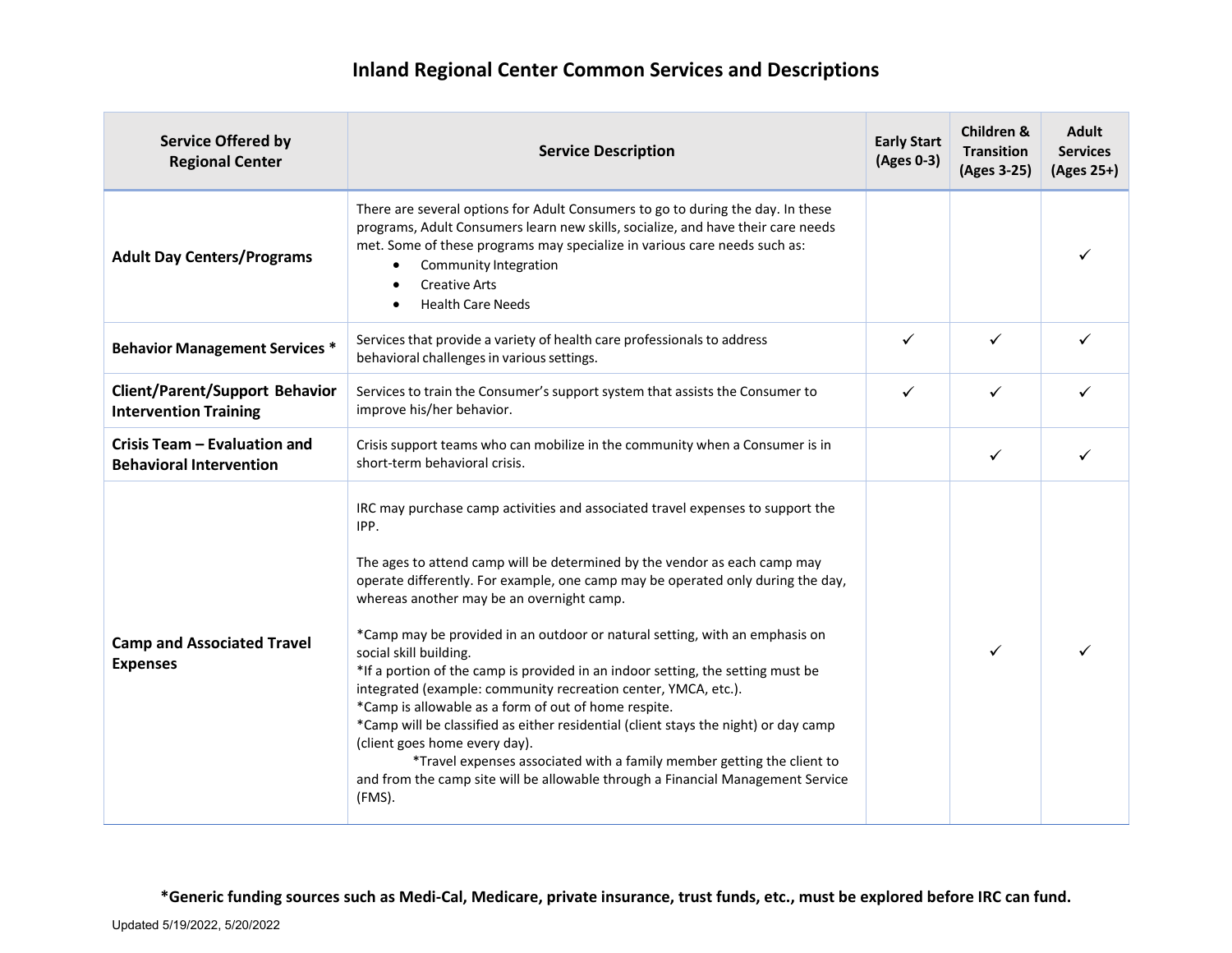# Inland Regional Center Common Services and Descriptions

| Service Offered by Regional Center | Service Description | Early Start (Ages 0-3) | Children & Transition (Ages 3-25) | Adult Services (Ages 25+) |
|---|---|---|---|---|
| **Adult Day Centers/Programs** | There are several options for Adult Consumers to go to during the day. In these programs, Adult Consumers learn new skills, socialize, and have their care needs met. Some of these programs may specialize in various care needs such as: <br>• Community Integration <br>• Creative Arts <br>• Health Care Needs | | | ✓ |
| **Behavior Management Services *** | Services that provide a variety of health care professionals to address behavioral challenges in various settings. | ✓ | ✓ | ✓ |
| **Client/Parent/Support Behavior Intervention Training** | Services to train the Consumer's support system that assists the Consumer to improve his/her behavior. | ✓ | ✓ | ✓ |
| **Crisis Team – Evaluation and Behavioral Intervention** | Crisis support teams who can mobilize in the community when a Consumer is in short-term behavioral crisis. | | ✓ | ✓ |
| **Camp and Associated Travel Expenses** | IRC may purchase camp activities and associated travel expenses to support the IPP. <br><br>The ages to attend camp will be determined by the vendor as each camp may operate differently. For example, one camp may be operated only during the day, whereas another may be an overnight camp. <br><br>*Camp may be provided in an outdoor or natural setting, with an emphasis on social skill building. <br>*If a portion of the camp is provided in an indoor setting, the setting must be integrated (example: community recreation center, YMCA, etc.). <br>*Camp is allowable as a form of out of home respite. <br>*Camp will be classified as either residential (client stays the night) or day camp (client goes home every day). <br>*Travel expenses associated with a family member getting the client to and from the camp site will be allowable through a Financial Management Service (FMS). | | ✓ | ✓ |

**\*Generic funding sources such as Medi-Cal, Medicare, private insurance, trust funds, etc., must be explored before IRC can fund.**

Updated 5/19/2022, 5/20/2022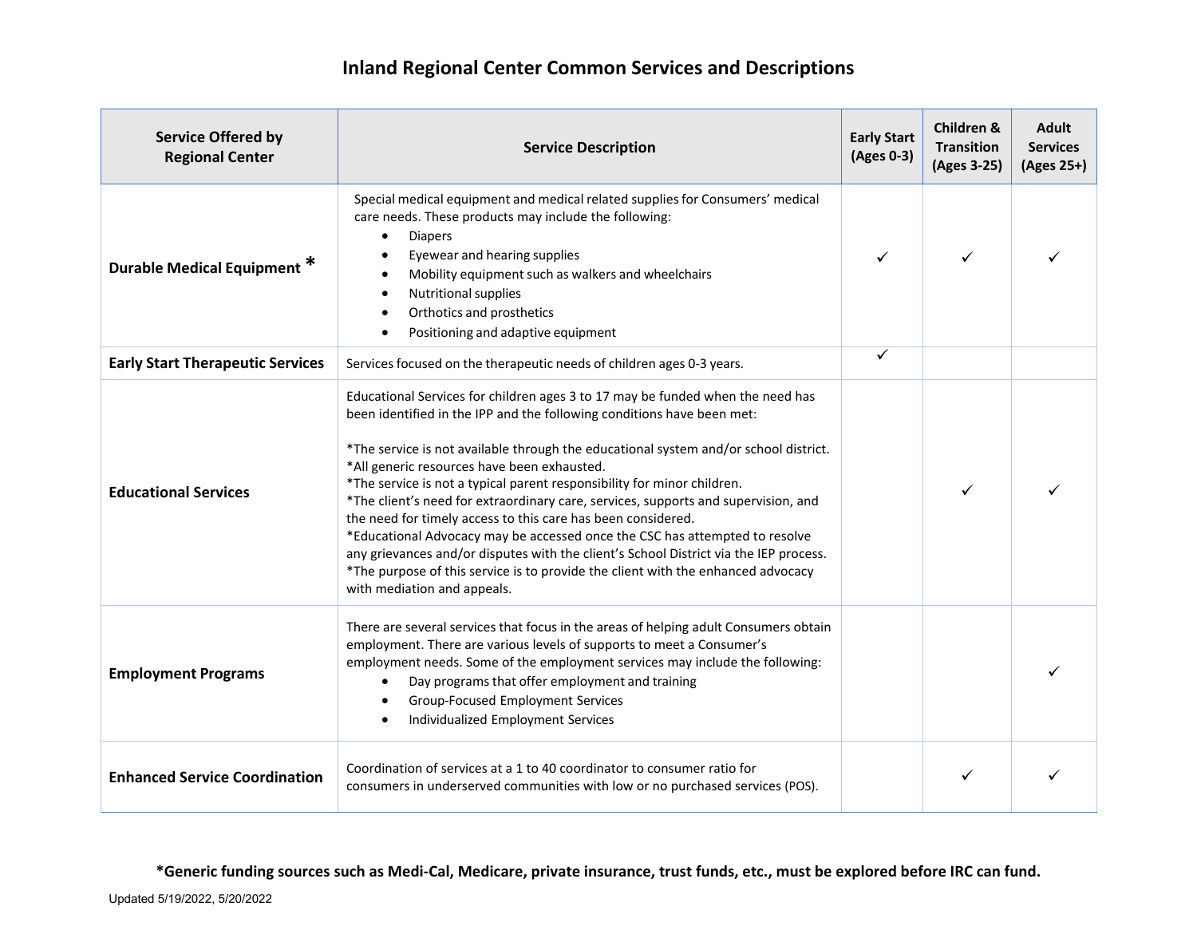# Inland Regional Center Common Services and Descriptions

| Service Offered by Regional Center | Service Description | Early Start (Ages 0-3) | Children & Transition (Ages 3-25) | Adult Services (Ages 25+) |
|---|---|---|---|---|
| **Durable Medical Equipment** * | Special medical equipment and medical related supplies for Consumers' medical care needs. These products may include the following:<br>• Diapers<br>• Eyewear and hearing supplies<br>• Mobility equipment such as walkers and wheelchairs<br>• Nutritional supplies<br>• Orthotics and prosthetics<br>• Positioning and adaptive equipment | ✓ | ✓ | ✓ |
| **Early Start Therapeutic Services** | Services focused on the therapeutic needs of children ages 0-3 years. | ✓ | | |
| **Educational Services** | Educational Services for children ages 3 to 17 may be funded when the need has been identified in the IPP and the following conditions have been met:<br><br>*The service is not available through the educational system and/or school district.<br>*All generic resources have been exhausted.<br>*The service is not a typical parent responsibility for minor children.<br>*The client's need for extraordinary care, services, supports and supervision, and the need for timely access to this care has been considered.<br>*Educational Advocacy may be accessed once the CSC has attempted to resolve any grievances and/or disputes with the client's School District via the IEP process.<br>*The purpose of this service is to provide the client with the enhanced advocacy with mediation and appeals. | | ✓ | ✓ |
| **Employment Programs** | There are several services that focus in the areas of helping adult Consumers obtain employment. There are various levels of supports to meet a Consumer's employment needs. Some of the employment services may include the following:<br>• Day programs that offer employment and training<br>• Group-Focused Employment Services<br>• Individualized Employment Services | | | ✓ |
| **Enhanced Service Coordination** | Coordination of services at a 1 to 40 coordinator to consumer ratio for consumers in underserved communities with low or no purchased services (POS). | | ✓ | ✓ |

**\*Generic funding sources such as Medi-Cal, Medicare, private insurance, trust funds, etc., must be explored before IRC can fund.**

Updated 5/19/2022, 5/20/2022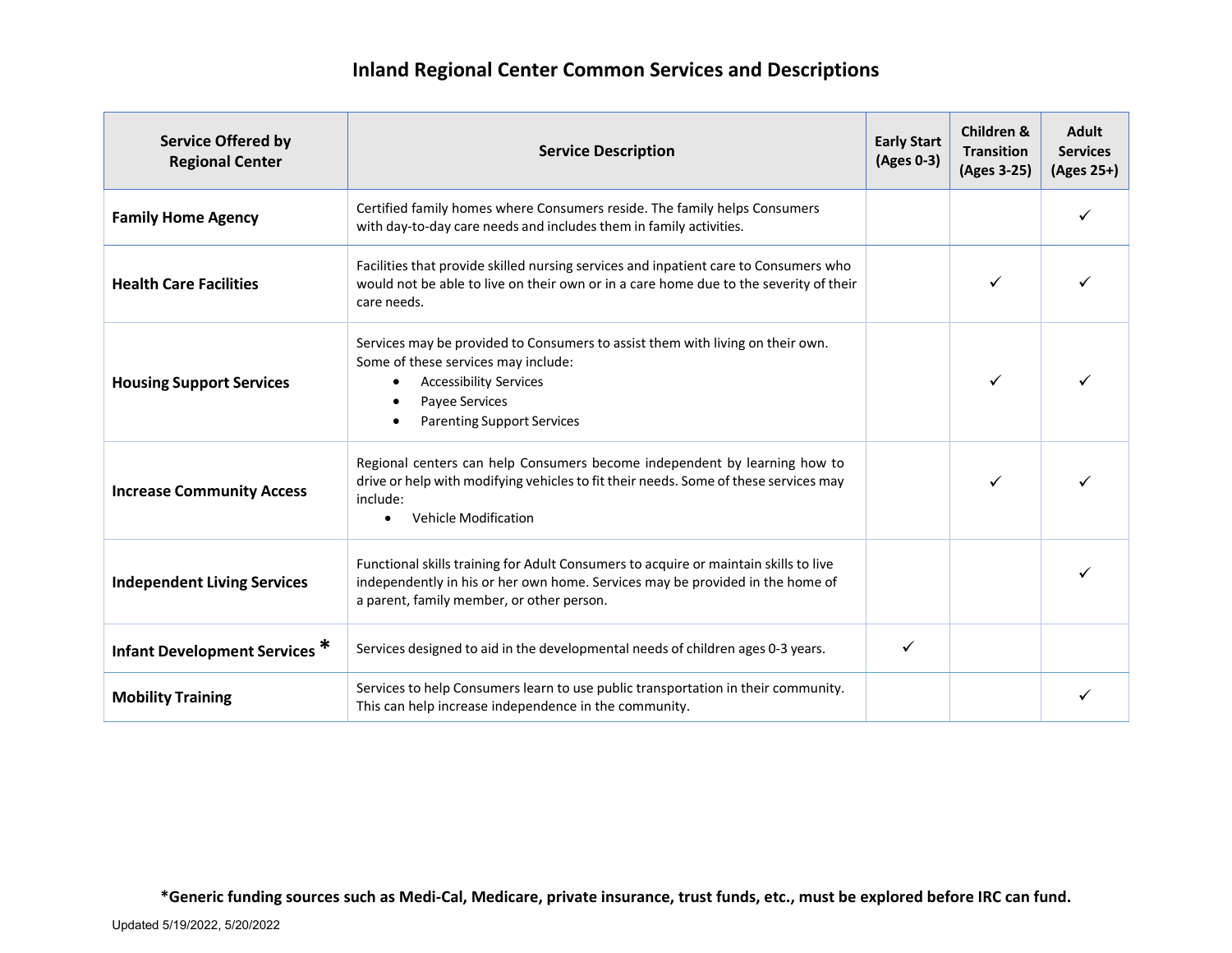# Inland Regional Center Common Services and Descriptions

| Service Offered by Regional Center | Service Description | Early Start (Ages 0-3) | Children & Transition (Ages 3-25) | Adult Services (Ages 25+) |
|---|---|---|---|---|
| **Family Home Agency** | Certified family homes where Consumers reside. The family helps Consumers with day-to-day care needs and includes them in family activities. | | | ✓ |
| **Health Care Facilities** | Facilities that provide skilled nursing services and inpatient care to Consumers who would not be able to live on their own or in a care home due to the severity of their care needs. | | ✓ | ✓ |
| **Housing Support Services** | Services may be provided to Consumers to assist them with living on their own. Some of these services may include:<br>• Accessibility Services<br>• Payee Services<br>• Parenting Support Services | | ✓ | ✓ |
| **Increase Community Access** | Regional centers can help Consumers become independent by learning how to drive or help with modifying vehicles to fit their needs. Some of these services may include:<br>• Vehicle Modification | | ✓ | ✓ |
| **Independent Living Services** | Functional skills training for Adult Consumers to acquire or maintain skills to live independently in his or her own home. Services may be provided in the home of a parent, family member, or other person. | | | ✓ |
| **Infant Development Services *** | Services designed to aid in the developmental needs of children ages 0-3 years. | ✓ | | |
| **Mobility Training** | Services to help Consumers learn to use public transportation in their community. This can help increase independence in the community. | | | ✓ |

***Generic funding sources such as Medi-Cal, Medicare, private insurance, trust funds, etc., must be explored before IRC can fund.**

Updated 5/19/2022, 5/20/2022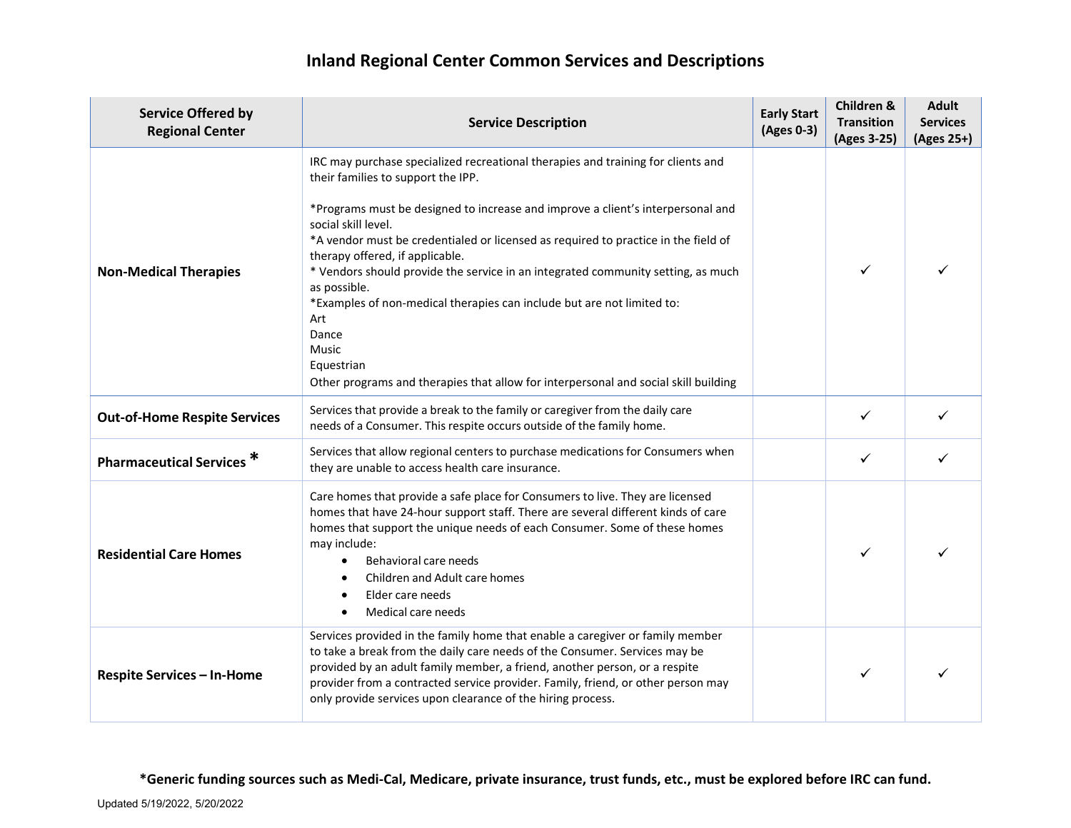# Inland Regional Center Common Services and Descriptions

| Service Offered by Regional Center | Service Description | Early Start (Ages 0-3) | Children & Transition (Ages 3-25) | Adult Services (Ages 25+) |
|---|---|---|---|---|
| **Non-Medical Therapies** | IRC may purchase specialized recreational therapies and training for clients and their families to support the IPP.<br><br>*Programs must be designed to increase and improve a client's interpersonal and social skill level.<br>*A vendor must be credentialed or licensed as required to practice in the field of therapy offered, if applicable.<br>* Vendors should provide the service in an integrated community setting, as much as possible.<br>*Examples of non-medical therapies can include but are not limited to:<br>Art<br>Dance<br>Music<br>Equestrian<br>Other programs and therapies that allow for interpersonal and social skill building | | ✓ | ✓ |
| **Out-of-Home Respite Services** | Services that provide a break to the family or caregiver from the daily care needs of a Consumer. This respite occurs outside of the family home. | | ✓ | ✓ |
| **Pharmaceutical Services *** | Services that allow regional centers to purchase medications for Consumers when they are unable to access health care insurance. | | ✓ | ✓ |
| **Residential Care Homes** | Care homes that provide a safe place for Consumers to live. They are licensed homes that have 24-hour support staff. There are several different kinds of care homes that support the unique needs of each Consumer. Some of these homes may include:<br>• Behavioral care needs<br>• Children and Adult care homes<br>• Elder care needs<br>• Medical care needs | | ✓ | ✓ |
| **Respite Services – In-Home** | Services provided in the family home that enable a caregiver or family member to take a break from the daily care needs of the Consumer. Services may be provided by an adult family member, a friend, another person, or a respite provider from a contracted service provider. Family, friend, or other person may only provide services upon clearance of the hiring process. | | ✓ | ✓ |

***Generic funding sources such as Medi-Cal, Medicare, private insurance, trust funds, etc., must be explored before IRC can fund.**

Updated 5/19/2022, 5/20/2022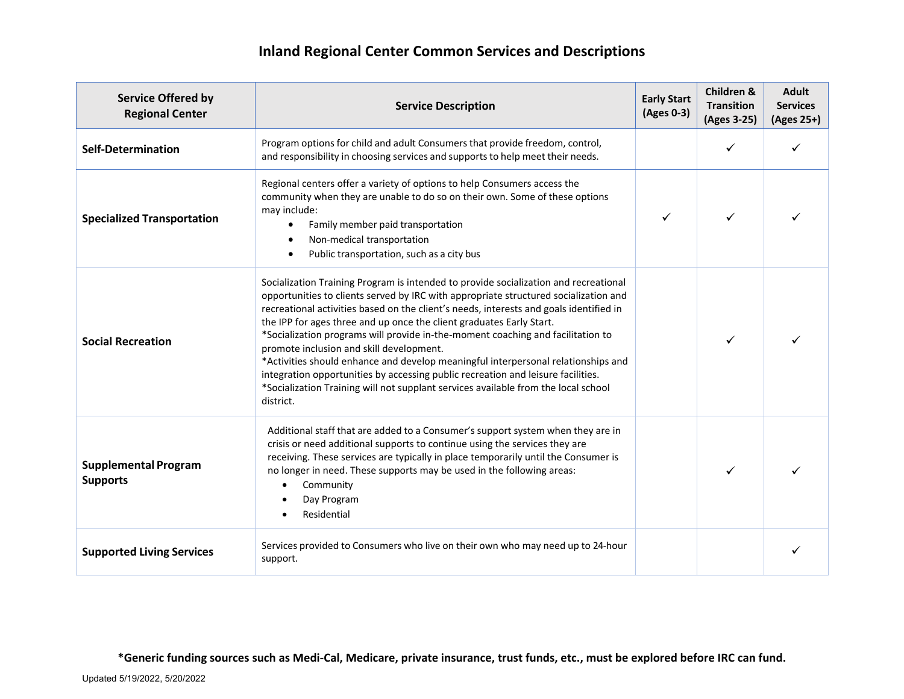# Inland Regional Center Common Services and Descriptions

| Service Offered by Regional Center | Service Description | Early Start (Ages 0-3) | Children & Transition (Ages 3-25) | Adult Services (Ages 25+) |
|---|---|---|---|---|
| **Self-Determination** | Program options for child and adult Consumers that provide freedom, control, and responsibility in choosing services and supports to help meet their needs. | | ✓ | ✓ |
| **Specialized Transportation** | Regional centers offer a variety of options to help Consumers access the community when they are unable to do so on their own. Some of these options may include: <br>• Family member paid transportation <br>• Non-medical transportation <br>• Public transportation, such as a city bus | ✓ | ✓ | ✓ |
| **Social Recreation** | Socialization Training Program is intended to provide socialization and recreational opportunities to clients served by IRC with appropriate structured socialization and recreational activities based on the client's needs, interests and goals identified in the IPP for ages three and up once the client graduates Early Start. <br>*Socialization programs will provide in-the-moment coaching and facilitation to promote inclusion and skill development. <br>*Activities should enhance and develop meaningful interpersonal relationships and integration opportunities by accessing public recreation and leisure facilities. <br>*Socialization Training will not supplant services available from the local school district. | | ✓ | ✓ |
| **Supplemental Program Supports** | Additional staff that are added to a Consumer's support system when they are in crisis or need additional supports to continue using the services they are receiving. These services are typically in place temporarily until the Consumer is no longer in need. These supports may be used in the following areas: <br>• Community <br>• Day Program <br>• Residential | | ✓ | ✓ |
| **Supported Living Services** | Services provided to Consumers who live on their own who may need up to 24-hour support. | | | ✓ |

**\*Generic funding sources such as Medi-Cal, Medicare, private insurance, trust funds, etc., must be explored before IRC can fund.**

Updated 5/19/2022, 5/20/2022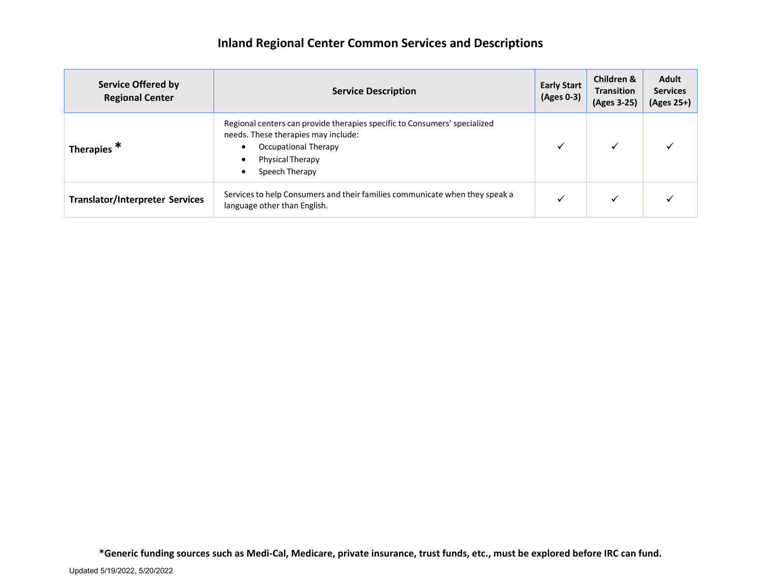# Inland Regional Center Common Services and Descriptions

| Service Offered by Regional Center | Service Description | Early Start (Ages 0-3) | Children & Transition (Ages 3-25) | Adult Services (Ages 25+) |
|---|---|---|---|---|
| **Therapies *** | Regional centers can provide therapies specific to Consumers' specialized needs. These therapies may include: • Occupational Therapy • Physical Therapy • Speech Therapy | ✓ | ✓ | ✓ |
| **Translator/Interpreter Services** | Services to help Consumers and their families communicate when they speak a language other than English. | ✓ | ✓ | ✓ |

**\*Generic funding sources such as Medi-Cal, Medicare, private insurance, trust funds, etc., must be explored before IRC can fund.**

Updated 5/19/2022, 5/20/2022